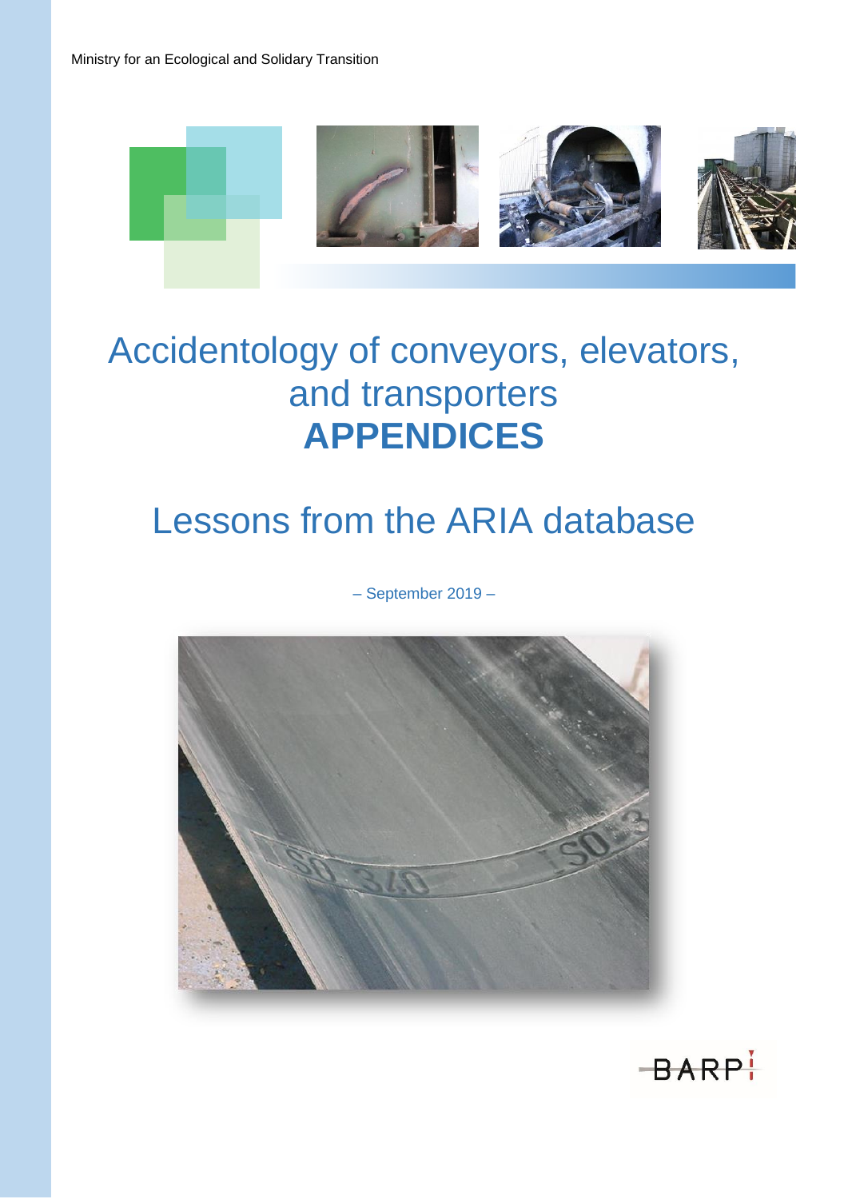Ministry for an Ecological and Solidary Transition

# Accidentology of conveyors, elevators, and transporters **APPENDICES**

## Lessons from the ARIA database

– September 2019 –

BARPI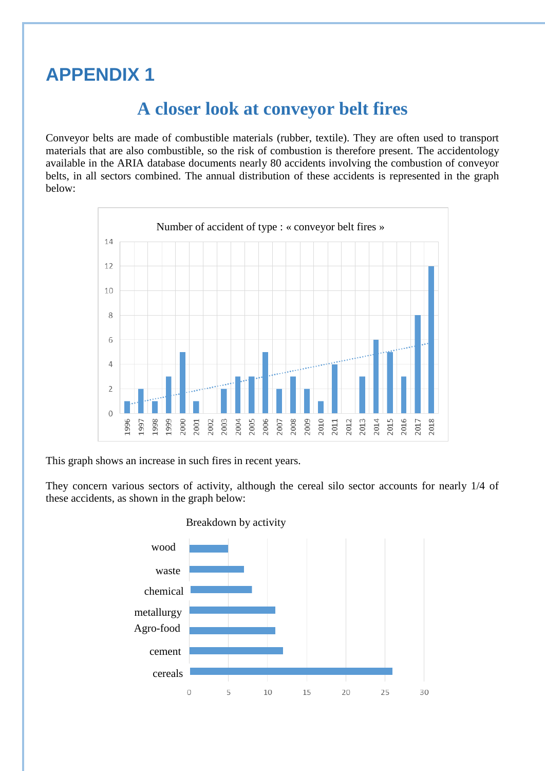# APPENDIX 1

## A closer look at conveyor belt fires

Conveyor belts are made of combustible materials (rubber, textile). They are often used to transport materials that are also combustible, so the risk of combustion is therefore present. The accidentology available in the ARIA database documents nearly 80 accidents involving the combustion of conveyor belts, in all sectors combined. The annual distribution of these accidents is represented in the graph below:

Number of accident of type : « conveyor belt fires »

| Year | 1996 | 1997 | 1998 | 1999 | 2000 | 2001 | 2002 | 2003 | 2004 | 2005 | 2006 | 2007 | 2008 | 2009 | 2010 | 2011 | 2012 | 2013 | 2014 | 2015 | 2016 | 2017 | 2018 |
|---|---|---|---|---|---|---|---|---|---|---|---|---|---|---|---|---|---|---|---|---|---|---|---|
| Number | 1 | 2 | 1 | 3 | 5 | 1 | 0 | 2 | 3 | 3 | 5 | 2 | 3 | 2 | 1 | 4 | 0 | 3 | 6 | 5 | 3 | 8 | 12 |

This graph shows an increase in such fires in recent years.

They concern various sectors of activity, although the cereal silo sector accounts for nearly 1/4 of these accidents, as shown in the graph below:

Breakdown by activity

| Activity | Number |
|---|---|
| wood | 5 |
| waste | 7 |
| chemical | 8 |
| metallurgy | 11 |
| Agro-food | 11 |
| cement | 12 |
| cereals | 26 |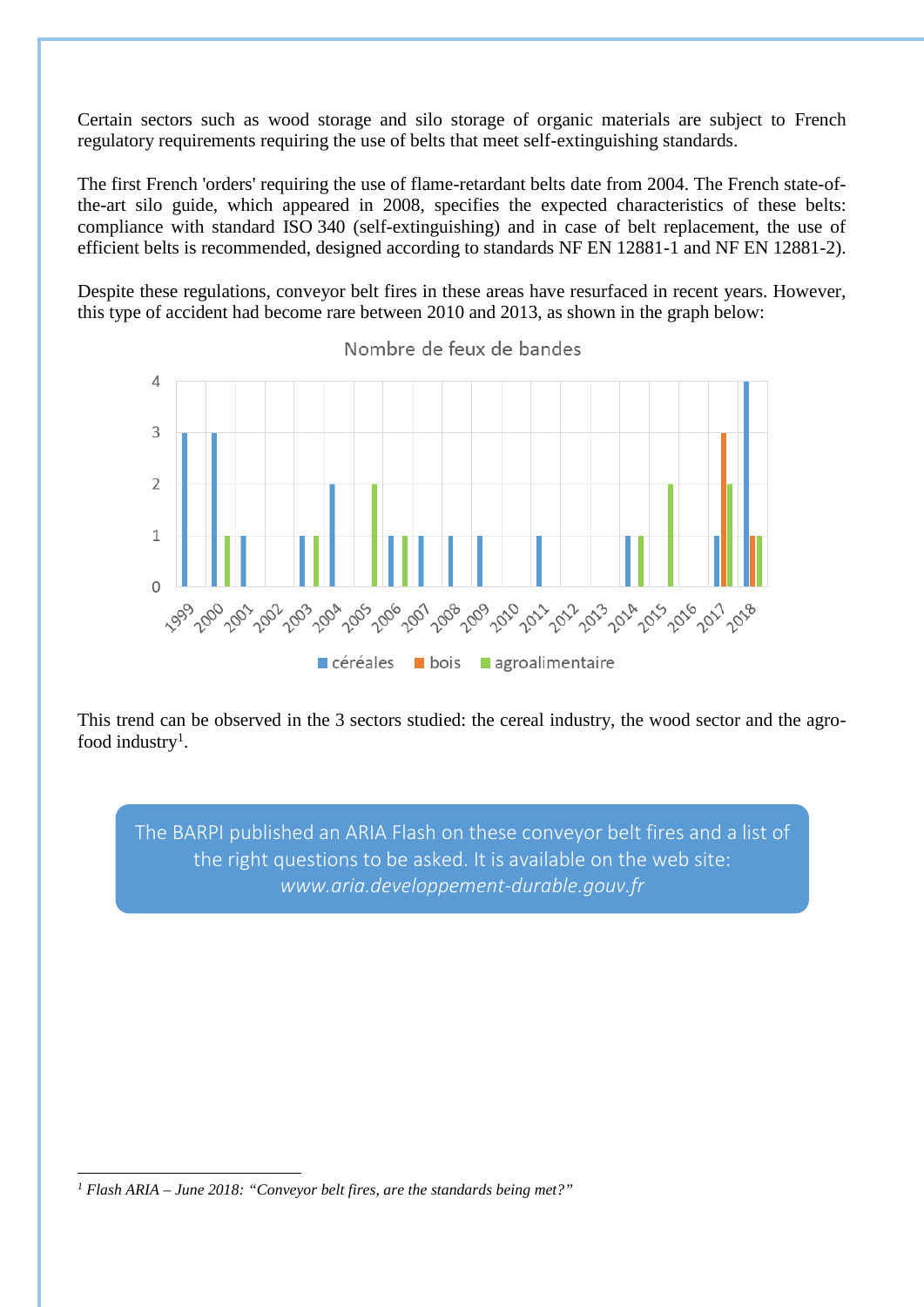Certain sectors such as wood storage and silo storage of organic materials are subject to French regulatory requirements requiring the use of belts that meet self-extinguishing standards.

The first French 'orders' requiring the use of flame-retardant belts date from 2004. The French state-of-the-art silo guide, which appeared in 2008, specifies the expected characteristics of these belts: compliance with standard ISO 340 (self-extinguishing) and in case of belt replacement, the use of efficient belts is recommended, designed according to standards NF EN 12881-1 and NF EN 12881-2).

Despite these regulations, conveyor belt fires in these areas have resurfaced in recent years. However, this type of accident had become rare between 2010 and 2013, as shown in the graph below:

Nombre de feux de bandes

4
3
2
1
0

1999 2000 2001 2002 2003 2004 2005 2006 2007 2008 2009 2010 2011 2012 2013 2014 2015 2016 2017 2018

céréales bois agroalimentaire

This trend can be observed in the 3 sectors studied: the cereal industry, the wood sector and the agro-food industry[1].

The BARPI published an ARIA Flash on these conveyor belt fires and a list of the right questions to be asked. It is available on the web site: *www.aria.developpement-durable.gouv.fr*

---

[1] *Flash ARIA – June 2018: "Conveyor belt fires, are the standards being met?"*